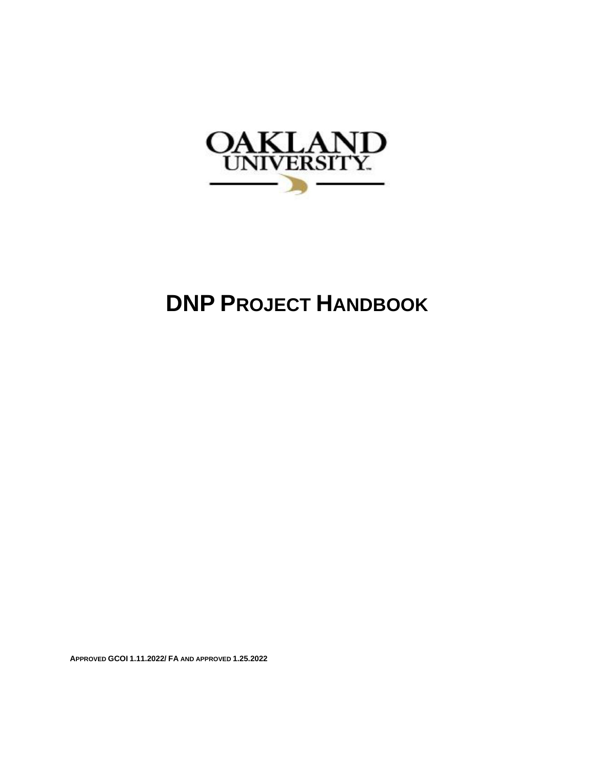OAKLAND UNIVERSITY

# DNP PROJECT HANDBOOK

APPROVED GCOI 1.11.2022/ FA AND APPROVED 1.25.2022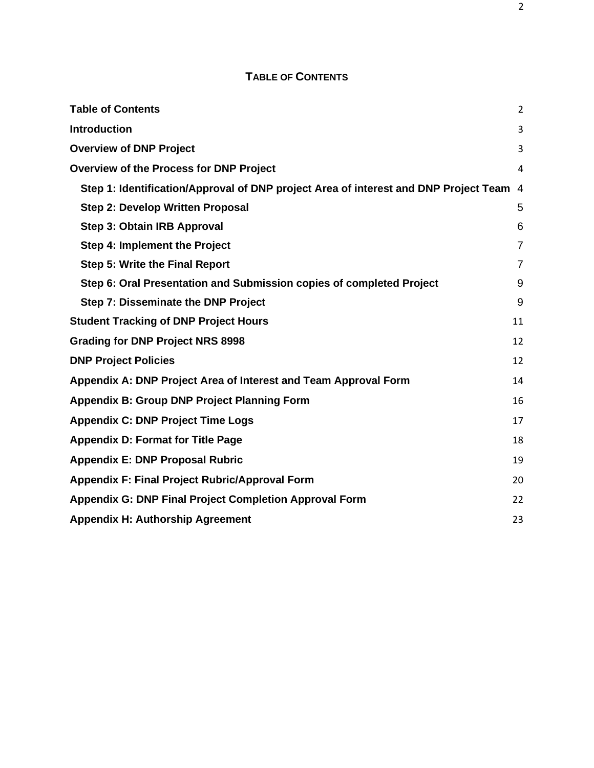# TABLE OF CONTENTS

| | |
|---|---|
| **Table of Contents** | 2 |
| **Introduction** | 3 |
| **Overview of DNP Project** | 3 |
| **Overview of the Process for DNP Project** | 4 |
| **Step 1: Identification/Approval of DNP project Area of interest and DNP Project Team** | 4 |
| **Step 2: Develop Written Proposal** | 5 |
| **Step 3: Obtain IRB Approval** | 6 |
| **Step 4: Implement the Project** | 7 |
| **Step 5: Write the Final Report** | 7 |
| **Step 6: Oral Presentation and Submission copies of completed Project** | 9 |
| **Step 7: Disseminate the DNP Project** | 9 |
| **Student Tracking of DNP Project Hours** | 11 |
| **Grading for DNP Project NRS 8998** | 12 |
| **DNP Project Policies** | 12 |
| **Appendix A: DNP Project Area of Interest and Team Approval Form** | 14 |
| **Appendix B: Group DNP Project Planning Form** | 16 |
| **Appendix C: DNP Project Time Logs** | 17 |
| **Appendix D: Format for Title Page** | 18 |
| **Appendix E: DNP Proposal Rubric** | 19 |
| **Appendix F: Final Project Rubric/Approval Form** | 20 |
| **Appendix G: DNP Final Project Completion Approval Form** | 22 |
| **Appendix H: Authorship Agreement** | 23 |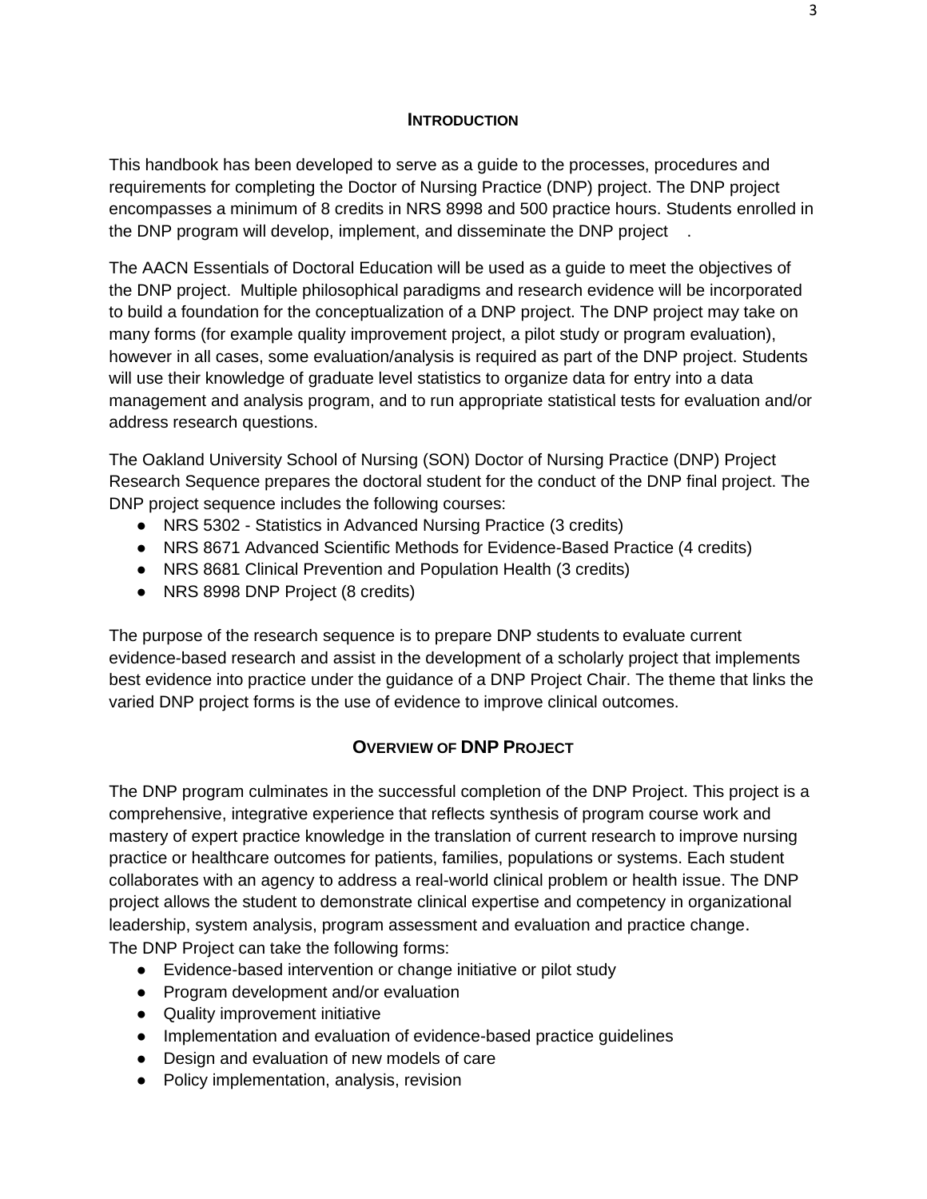## INTRODUCTION

This handbook has been developed to serve as a guide to the processes, procedures and requirements for completing the Doctor of Nursing Practice (DNP) project. The DNP project encompasses a minimum of 8 credits in NRS 8998 and 500 practice hours. Students enrolled in the DNP program will develop, implement, and disseminate the DNP project.

The AACN Essentials of Doctoral Education will be used as a guide to meet the objectives of the DNP project. Multiple philosophical paradigms and research evidence will be incorporated to build a foundation for the conceptualization of a DNP project. The DNP project may take on many forms (for example quality improvement project, a pilot study or program evaluation), however in all cases, some evaluation/analysis is required as part of the DNP project. Students will use their knowledge of graduate level statistics to organize data for entry into a data management and analysis program, and to run appropriate statistical tests for evaluation and/or address research questions.

The Oakland University School of Nursing (SON) Doctor of Nursing Practice (DNP) Project Research Sequence prepares the doctoral student for the conduct of the DNP final project. The DNP project sequence includes the following courses:

- NRS 5302 - Statistics in Advanced Nursing Practice (3 credits)
- NRS 8671 Advanced Scientific Methods for Evidence-Based Practice (4 credits)
- NRS 8681 Clinical Prevention and Population Health (3 credits)
- NRS 8998 DNP Project (8 credits)

The purpose of the research sequence is to prepare DNP students to evaluate current evidence-based research and assist in the development of a scholarly project that implements best evidence into practice under the guidance of a DNP Project Chair. The theme that links the varied DNP project forms is the use of evidence to improve clinical outcomes.

## OVERVIEW OF DNP PROJECT

The DNP program culminates in the successful completion of the DNP Project. This project is a comprehensive, integrative experience that reflects synthesis of program course work and mastery of expert practice knowledge in the translation of current research to improve nursing practice or healthcare outcomes for patients, families, populations or systems. Each student collaborates with an agency to address a real-world clinical problem or health issue. The DNP project allows the student to demonstrate clinical expertise and competency in organizational leadership, system analysis, program assessment and evaluation and practice change.
The DNP Project can take the following forms:

- Evidence-based intervention or change initiative or pilot study
- Program development and/or evaluation
- Quality improvement initiative
- Implementation and evaluation of evidence-based practice guidelines
- Design and evaluation of new models of care
- Policy implementation, analysis, revision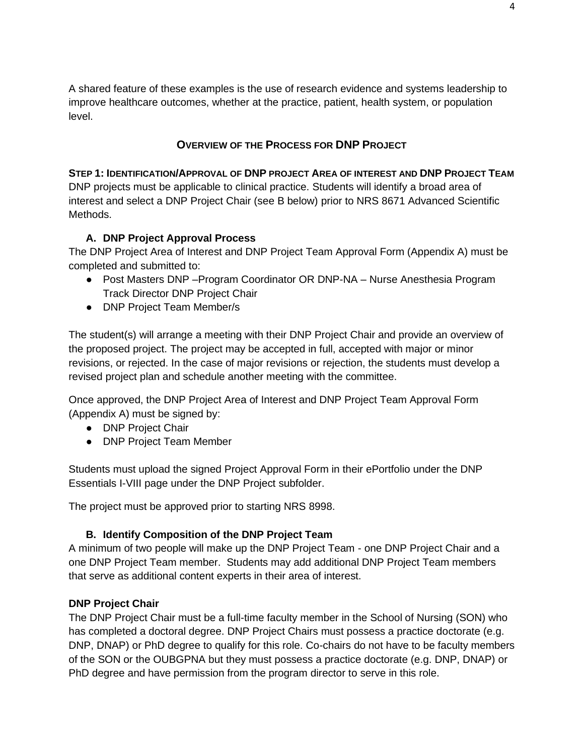A shared feature of these examples is the use of research evidence and systems leadership to improve healthcare outcomes, whether at the practice, patient, health system, or population level.

## Overview of the Process for DNP Project

**Step 1: Identification/Approval of DNP project Area of interest and DNP Project Team**

DNP projects must be applicable to clinical practice. Students will identify a broad area of interest and select a DNP Project Chair (see B below) prior to NRS 8671 Advanced Scientific Methods.

### A. DNP Project Approval Process

The DNP Project Area of Interest and DNP Project Team Approval Form (Appendix A) must be completed and submitted to:

- Post Masters DNP –Program Coordinator OR DNP-NA – Nurse Anesthesia Program Track Director DNP Project Chair
- DNP Project Team Member/s

The student(s) will arrange a meeting with their DNP Project Chair and provide an overview of the proposed project. The project may be accepted in full, accepted with major or minor revisions, or rejected. In the case of major revisions or rejection, the students must develop a revised project plan and schedule another meeting with the committee.

Once approved, the DNP Project Area of Interest and DNP Project Team Approval Form (Appendix A) must be signed by:

- DNP Project Chair
- DNP Project Team Member

Students must upload the signed Project Approval Form in their ePortfolio under the DNP Essentials I-VIII page under the DNP Project subfolder.

The project must be approved prior to starting NRS 8998.

### B. Identify Composition of the DNP Project Team

A minimum of two people will make up the DNP Project Team - one DNP Project Chair and a one DNP Project Team member. Students may add additional DNP Project Team members that serve as additional content experts in their area of interest.

**DNP Project Chair**

The DNP Project Chair must be a full-time faculty member in the School of Nursing (SON) who has completed a doctoral degree. DNP Project Chairs must possess a practice doctorate (e.g. DNP, DNAP) or PhD degree to qualify for this role. Co-chairs do not have to be faculty members of the SON or the OUBGPNA but they must possess a practice doctorate (e.g. DNP, DNAP) or PhD degree and have permission from the program director to serve in this role.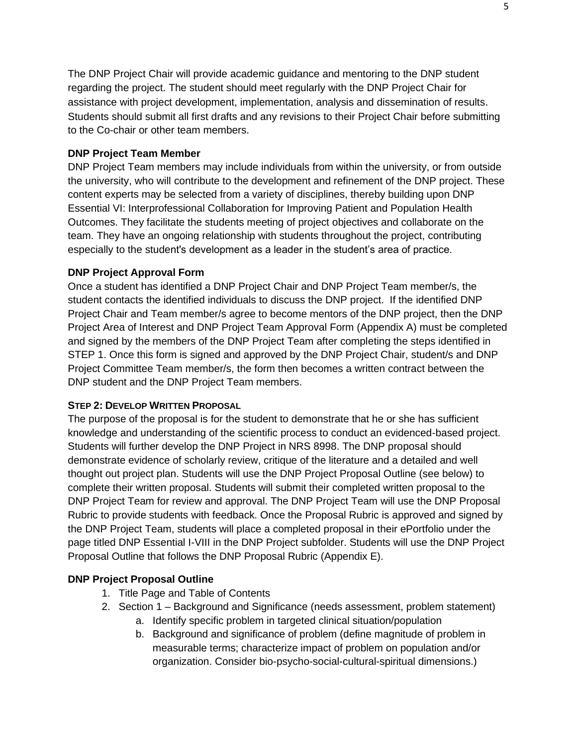The DNP Project Chair will provide academic guidance and mentoring to the DNP student regarding the project. The student should meet regularly with the DNP Project Chair for assistance with project development, implementation, analysis and dissemination of results. Students should submit all first drafts and any revisions to their Project Chair before submitting to the Co-chair or other team members.

**DNP Project Team Member**

DNP Project Team members may include individuals from within the university, or from outside the university, who will contribute to the development and refinement of the DNP project. These content experts may be selected from a variety of disciplines, thereby building upon DNP Essential VI: Interprofessional Collaboration for Improving Patient and Population Health Outcomes. They facilitate the students meeting of project objectives and collaborate on the team. They have an ongoing relationship with students throughout the project, contributing especially to the student's development as a leader in the student's area of practice.

**DNP Project Approval Form**

Once a student has identified a DNP Project Chair and DNP Project Team member/s, the student contacts the identified individuals to discuss the DNP project. If the identified DNP Project Chair and Team member/s agree to become mentors of the DNP project, then the DNP Project Area of Interest and DNP Project Team Approval Form (Appendix A) must be completed and signed by the members of the DNP Project Team after completing the steps identified in STEP 1. Once this form is signed and approved by the DNP Project Chair, student/s and DNP Project Committee Team member/s, the form then becomes a written contract between the DNP student and the DNP Project Team members.

**STEP 2: DEVELOP WRITTEN PROPOSAL**

The purpose of the proposal is for the student to demonstrate that he or she has sufficient knowledge and understanding of the scientific process to conduct an evidenced-based project. Students will further develop the DNP Project in NRS 8998. The DNP proposal should demonstrate evidence of scholarly review, critique of the literature and a detailed and well thought out project plan. Students will use the DNP Project Proposal Outline (see below) to complete their written proposal. Students will submit their completed written proposal to the DNP Project Team for review and approval. The DNP Project Team will use the DNP Proposal Rubric to provide students with feedback. Once the Proposal Rubric is approved and signed by the DNP Project Team, students will place a completed proposal in their ePortfolio under the page titled DNP Essential I-VIII in the DNP Project subfolder. Students will use the DNP Project Proposal Outline that follows the DNP Proposal Rubric (Appendix E).

**DNP Project Proposal Outline**

1. Title Page and Table of Contents
2. Section 1 – Background and Significance (needs assessment, problem statement)
    a. Identify specific problem in targeted clinical situation/population
    b. Background and significance of problem (define magnitude of problem in measurable terms; characterize impact of problem on population and/or organization. Consider bio-psycho-social-cultural-spiritual dimensions.)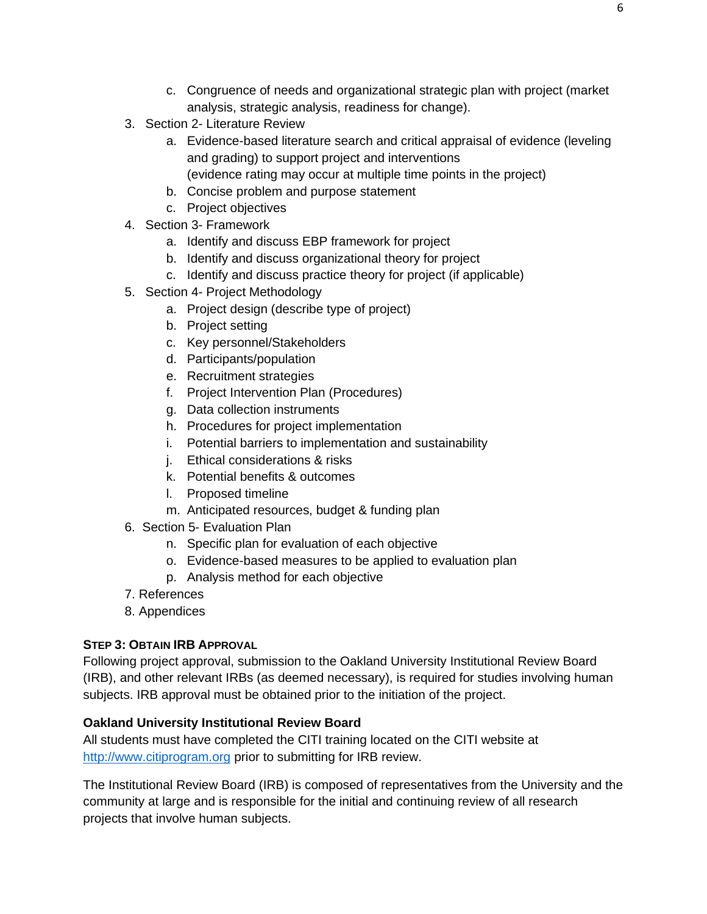c. Congruence of needs and organizational strategic plan with project (market analysis, strategic analysis, readiness for change).

3. Section 2- Literature Review
   a. Evidence-based literature search and critical appraisal of evidence (leveling and grading) to support project and interventions
   (evidence rating may occur at multiple time points in the project)
   b. Concise problem and purpose statement
   c. Project objectives
4. Section 3- Framework
   a. Identify and discuss EBP framework for project
   b. Identify and discuss organizational theory for project
   c. Identify and discuss practice theory for project (if applicable)
5. Section 4- Project Methodology
   a. Project design (describe type of project)
   b. Project setting
   c. Key personnel/Stakeholders
   d. Participants/population
   e. Recruitment strategies
   f. Project Intervention Plan (Procedures)
   g. Data collection instruments
   h. Procedures for project implementation
   i. Potential barriers to implementation and sustainability
   j. Ethical considerations & risks
   k. Potential benefits & outcomes
   l. Proposed timeline
   m. Anticipated resources, budget & funding plan
6. Section 5- Evaluation Plan
   n. Specific plan for evaluation of each objective
   o. Evidence-based measures to be applied to evaluation plan
   p. Analysis method for each objective
7. References
8. Appendices

### Step 3: Obtain IRB Approval

Following project approval, submission to the Oakland University Institutional Review Board (IRB), and other relevant IRBs (as deemed necessary), is required for studies involving human subjects. IRB approval must be obtained prior to the initiation of the project.

**Oakland University Institutional Review Board**

All students must have completed the CITI training located on the CITI website at [http://www.citiprogram.org](http://www.citiprogram.org) prior to submitting for IRB review.

The Institutional Review Board (IRB) is composed of representatives from the University and the community at large and is responsible for the initial and continuing review of all research projects that involve human subjects.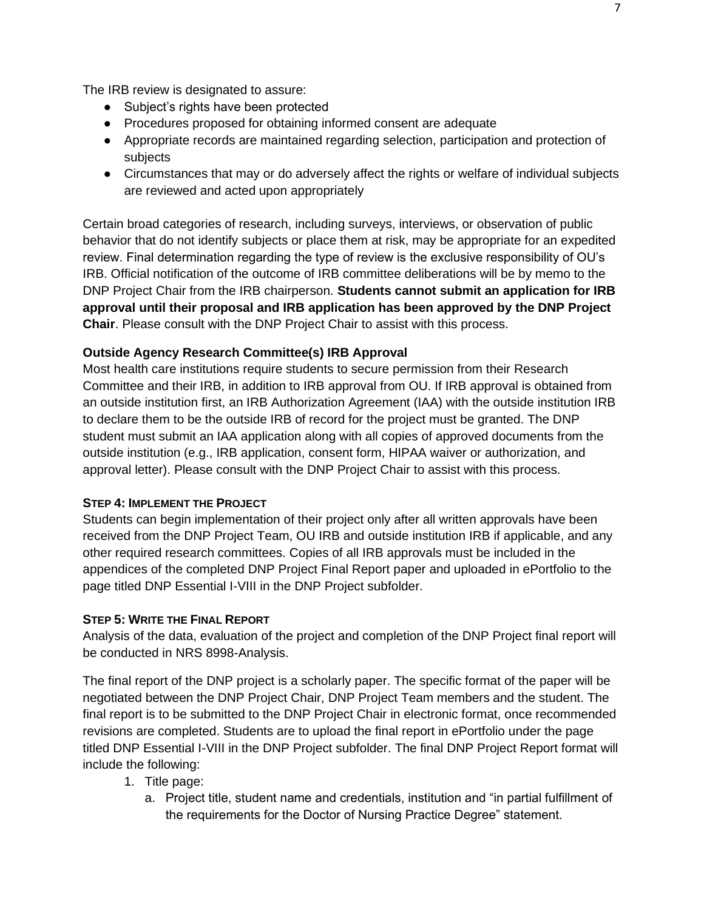The IRB review is designated to assure:

- Subject's rights have been protected
- Procedures proposed for obtaining informed consent are adequate
- Appropriate records are maintained regarding selection, participation and protection of subjects
- Circumstances that may or do adversely affect the rights or welfare of individual subjects are reviewed and acted upon appropriately

Certain broad categories of research, including surveys, interviews, or observation of public behavior that do not identify subjects or place them at risk, may be appropriate for an expedited review. Final determination regarding the type of review is the exclusive responsibility of OU's IRB. Official notification of the outcome of IRB committee deliberations will be by memo to the DNP Project Chair from the IRB chairperson. **Students cannot submit an application for IRB approval until their proposal and IRB application has been approved by the DNP Project Chair**. Please consult with the DNP Project Chair to assist with this process.

**Outside Agency Research Committee(s) IRB Approval**

Most health care institutions require students to secure permission from their Research Committee and their IRB, in addition to IRB approval from OU. If IRB approval is obtained from an outside institution first, an IRB Authorization Agreement (IAA) with the outside institution IRB to declare them to be the outside IRB of record for the project must be granted. The DNP student must submit an IAA application along with all copies of approved documents from the outside institution (e.g., IRB application, consent form, HIPAA waiver or authorization, and approval letter). Please consult with the DNP Project Chair to assist with this process.

### STEP 4: IMPLEMENT THE PROJECT

Students can begin implementation of their project only after all written approvals have been received from the DNP Project Team, OU IRB and outside institution IRB if applicable, and any other required research committees. Copies of all IRB approvals must be included in the appendices of the completed DNP Project Final Report paper and uploaded in ePortfolio to the page titled DNP Essential I-VIII in the DNP Project subfolder.

### STEP 5: WRITE THE FINAL REPORT

Analysis of the data, evaluation of the project and completion of the DNP Project final report will be conducted in NRS 8998-Analysis.

The final report of the DNP project is a scholarly paper. The specific format of the paper will be negotiated between the DNP Project Chair, DNP Project Team members and the student. The final report is to be submitted to the DNP Project Chair in electronic format, once recommended revisions are completed. Students are to upload the final report in ePortfolio under the page titled DNP Essential I-VIII in the DNP Project subfolder. The final DNP Project Report format will include the following:

1. Title page:
   a. Project title, student name and credentials, institution and "in partial fulfillment of the requirements for the Doctor of Nursing Practice Degree" statement.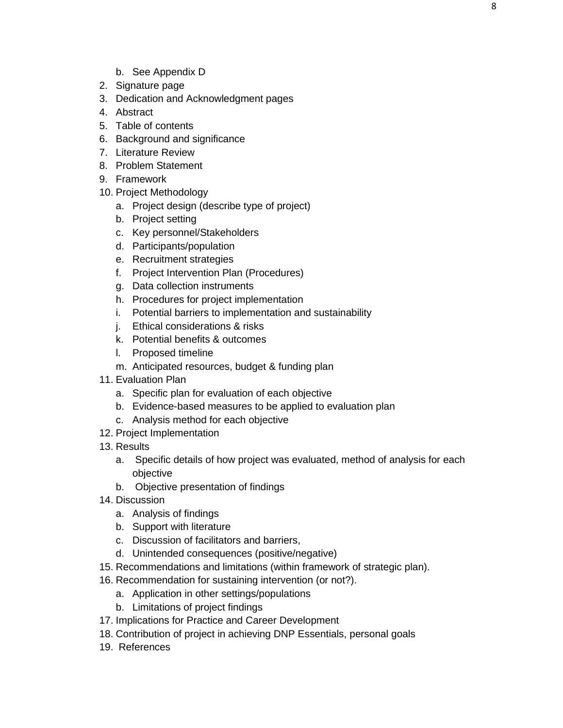b. See Appendix D
2. Signature page
3. Dedication and Acknowledgment pages
4. Abstract
5. Table of contents
6. Background and significance
7. Literature Review
8. Problem Statement
9. Framework
10. Project Methodology
    a. Project design (describe type of project)
    b. Project setting
    c. Key personnel/Stakeholders
    d. Participants/population
    e. Recruitment strategies
    f. Project Intervention Plan (Procedures)
    g. Data collection instruments
    h. Procedures for project implementation
    i. Potential barriers to implementation and sustainability
    j. Ethical considerations & risks
    k. Potential benefits & outcomes
    l. Proposed timeline
    m. Anticipated resources, budget & funding plan
11. Evaluation Plan
    a. Specific plan for evaluation of each objective
    b. Evidence-based measures to be applied to evaluation plan
    c. Analysis method for each objective
12. Project Implementation
13. Results
    a. Specific details of how project was evaluated, method of analysis for each objective
    b. Objective presentation of findings
14. Discussion
    a. Analysis of findings
    b. Support with literature
    c. Discussion of facilitators and barriers,
    d. Unintended consequences (positive/negative)
15. Recommendations and limitations (within framework of strategic plan).
16. Recommendation for sustaining intervention (or not?).
    a. Application in other settings/populations
    b. Limitations of project findings
17. Implications for Practice and Career Development
18. Contribution of project in achieving DNP Essentials, personal goals
19. References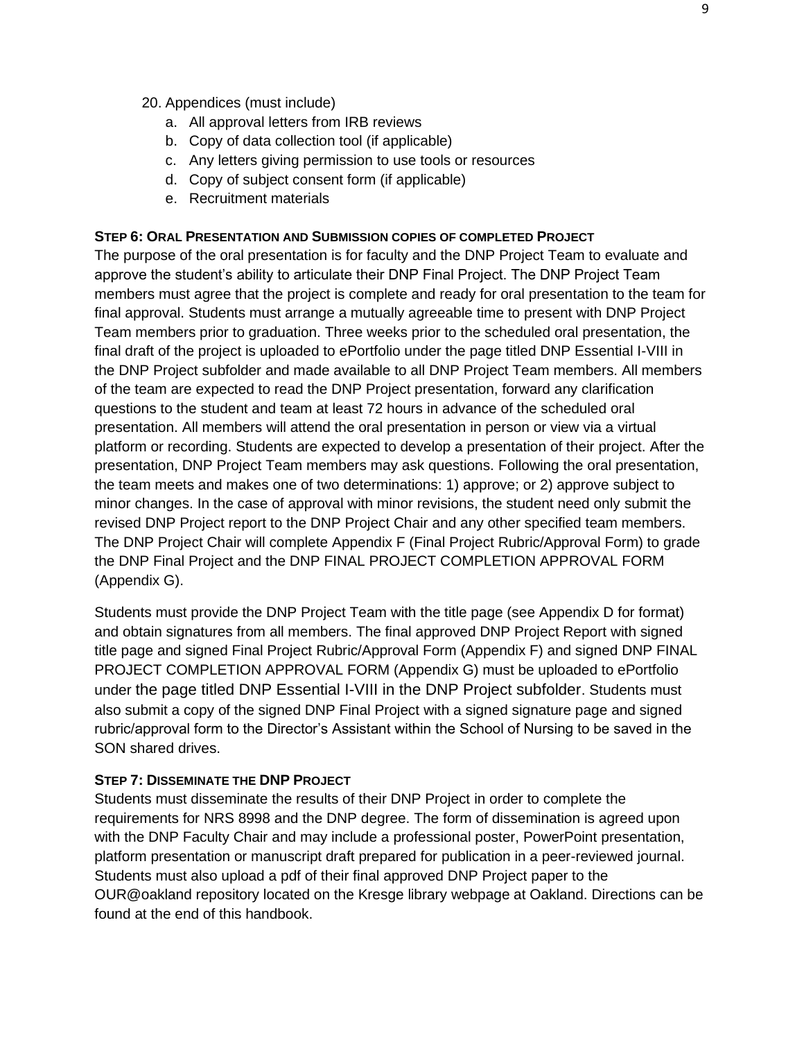20. Appendices (must include)
    a. All approval letters from IRB reviews
    b. Copy of data collection tool (if applicable)
    c. Any letters giving permission to use tools or resources
    d. Copy of subject consent form (if applicable)
    e. Recruitment materials

**STEP 6: ORAL PRESENTATION AND SUBMISSION COPIES OF COMPLETED PROJECT**

The purpose of the oral presentation is for faculty and the DNP Project Team to evaluate and approve the student's ability to articulate their DNP Final Project. The DNP Project Team members must agree that the project is complete and ready for oral presentation to the team for final approval. Students must arrange a mutually agreeable time to present with DNP Project Team members prior to graduation. Three weeks prior to the scheduled oral presentation, the final draft of the project is uploaded to ePortfolio under the page titled DNP Essential I-VIII in the DNP Project subfolder and made available to all DNP Project Team members. All members of the team are expected to read the DNP Project presentation, forward any clarification questions to the student and team at least 72 hours in advance of the scheduled oral presentation. All members will attend the oral presentation in person or view via a virtual platform or recording. Students are expected to develop a presentation of their project. After the presentation, DNP Project Team members may ask questions. Following the oral presentation, the team meets and makes one of two determinations: 1) approve; or 2) approve subject to minor changes. In the case of approval with minor revisions, the student need only submit the revised DNP Project report to the DNP Project Chair and any other specified team members. The DNP Project Chair will complete Appendix F (Final Project Rubric/Approval Form) to grade the DNP Final Project and the DNP FINAL PROJECT COMPLETION APPROVAL FORM (Appendix G).

Students must provide the DNP Project Team with the title page (see Appendix D for format) and obtain signatures from all members. The final approved DNP Project Report with signed title page and signed Final Project Rubric/Approval Form (Appendix F) and signed DNP FINAL PROJECT COMPLETION APPROVAL FORM (Appendix G) must be uploaded to ePortfolio under the page titled DNP Essential I-VIII in the DNP Project subfolder. Students must also submit a copy of the signed DNP Final Project with a signed signature page and signed rubric/approval form to the Director's Assistant within the School of Nursing to be saved in the SON shared drives.

**STEP 7: DISSEMINATE THE DNP PROJECT**

Students must disseminate the results of their DNP Project in order to complete the requirements for NRS 8998 and the DNP degree. The form of dissemination is agreed upon with the DNP Faculty Chair and may include a professional poster, PowerPoint presentation, platform presentation or manuscript draft prepared for publication in a peer-reviewed journal. Students must also upload a pdf of their final approved DNP Project paper to the OUR@oakland repository located on the Kresge library webpage at Oakland. Directions can be found at the end of this handbook.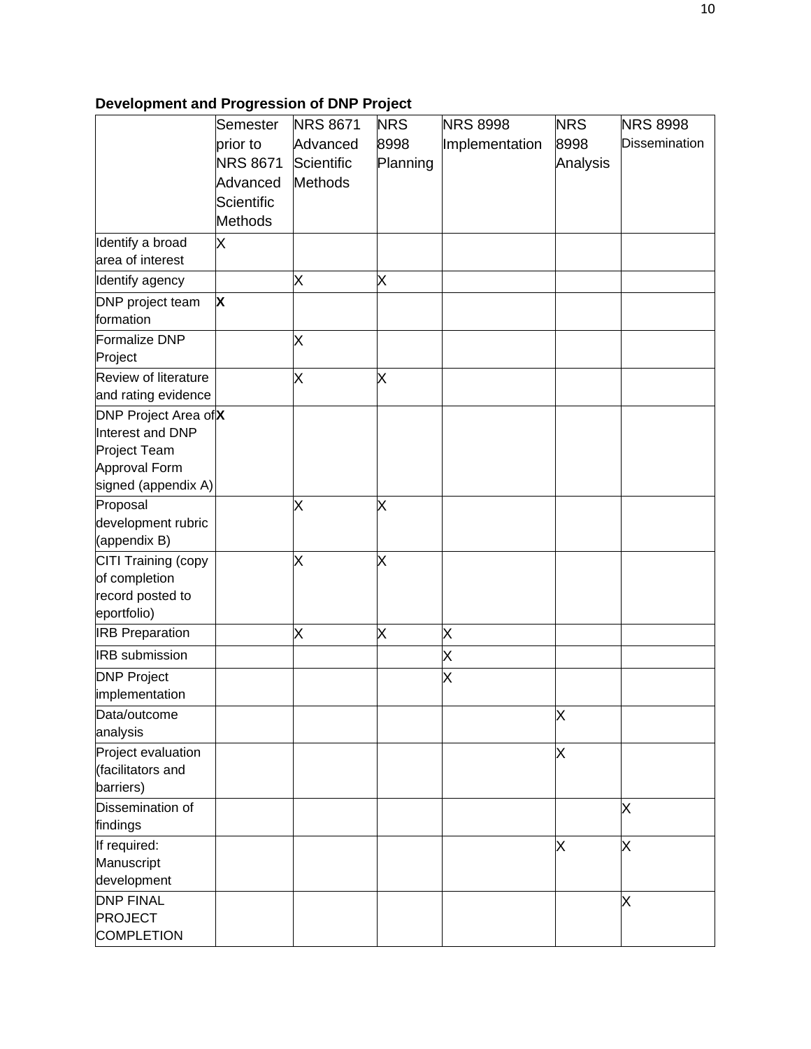**Development and Progression of DNP Project**

| | Semester prior to NRS 8671 Advanced Scientific Methods | NRS 8671 Advanced Scientific Methods | NRS 8998 Planning | NRS 8998 Implementation | NRS 8998 Analysis | NRS 8998 Dissemination |
|---|---|---|---|---|---|---|
| Identify a broad area of interest | X | | | | | |
| Identify agency | | X | X | | | |
| DNP project team formation | **X** | | | | | |
| Formalize DNP Project | | X | | | | |
| Review of literature and rating evidence | | X | X | | | |
| DNP Project Area of Interest and DNP Project Team Approval Form signed (appendix A) | **X** | | | | | |
| Proposal development rubric (appendix B) | | X | X | | | |
| CITI Training (copy of completion record posted to eportfolio) | | X | X | | | |
| IRB Preparation | | X | X | X | | |
| IRB submission | | | | X | | |
| DNP Project implementation | | | | X | | |
| Data/outcome analysis | | | | | X | |
| Project evaluation (facilitators and barriers) | | | | | X | |
| Dissemination of findings | | | | | | X |
| If required: Manuscript development | | | | | X | X |
| DNP FINAL PROJECT COMPLETION | | | | | | X |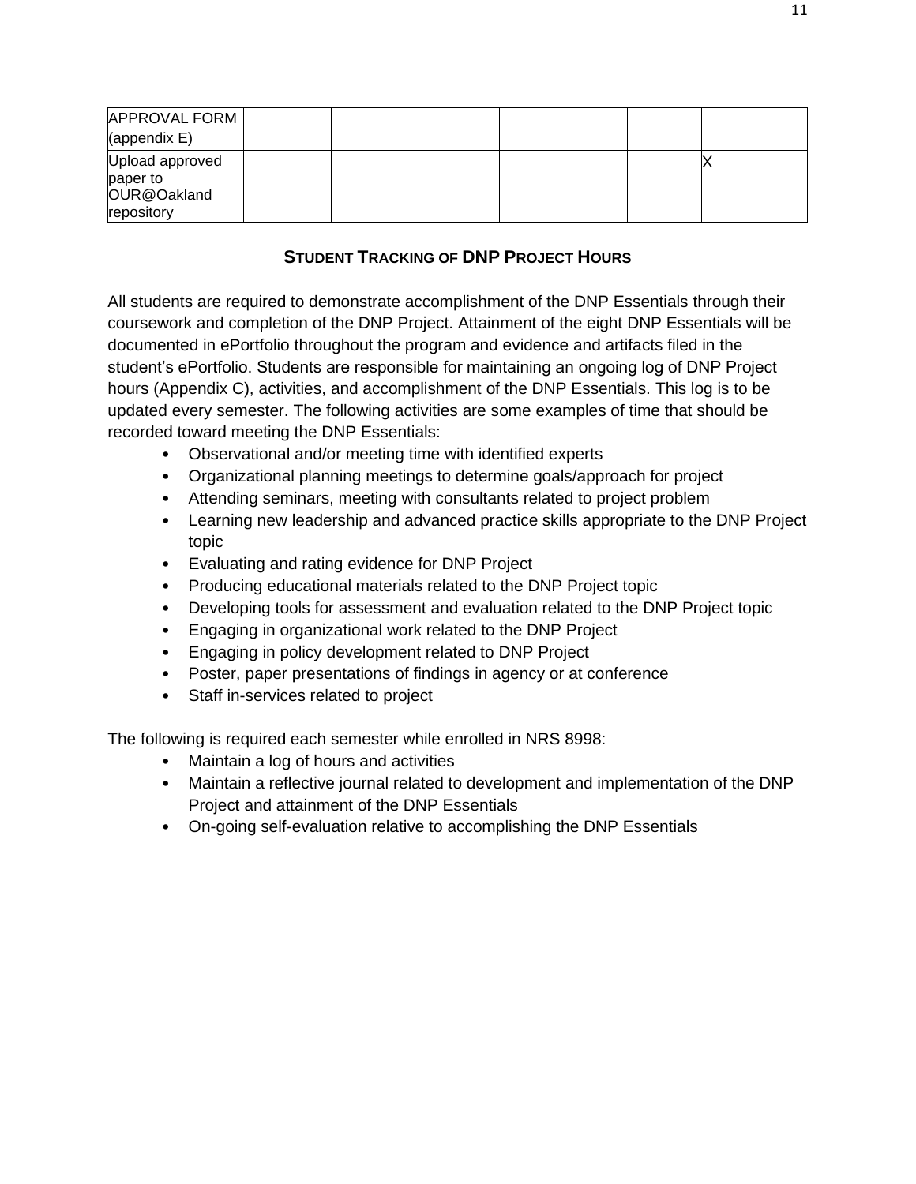| | | | | | | |
|---|---|---|---|---|---|---|
| APPROVAL FORM (appendix E) | | | | | | |
| Upload approved paper to OUR@Oakland repository | | | | | | X |

## Student Tracking of DNP Project Hours

All students are required to demonstrate accomplishment of the DNP Essentials through their coursework and completion of the DNP Project. Attainment of the eight DNP Essentials will be documented in ePortfolio throughout the program and evidence and artifacts filed in the student's ePortfolio. Students are responsible for maintaining an ongoing log of DNP Project hours (Appendix C), activities, and accomplishment of the DNP Essentials. This log is to be updated every semester. The following activities are some examples of time that should be recorded toward meeting the DNP Essentials:

- Observational and/or meeting time with identified experts
- Organizational planning meetings to determine goals/approach for project
- Attending seminars, meeting with consultants related to project problem
- Learning new leadership and advanced practice skills appropriate to the DNP Project topic
- Evaluating and rating evidence for DNP Project
- Producing educational materials related to the DNP Project topic
- Developing tools for assessment and evaluation related to the DNP Project topic
- Engaging in organizational work related to the DNP Project
- Engaging in policy development related to DNP Project
- Poster, paper presentations of findings in agency or at conference
- Staff in-services related to project

The following is required each semester while enrolled in NRS 8998:

- Maintain a log of hours and activities
- Maintain a reflective journal related to development and implementation of the DNP Project and attainment of the DNP Essentials
- On-going self-evaluation relative to accomplishing the DNP Essentials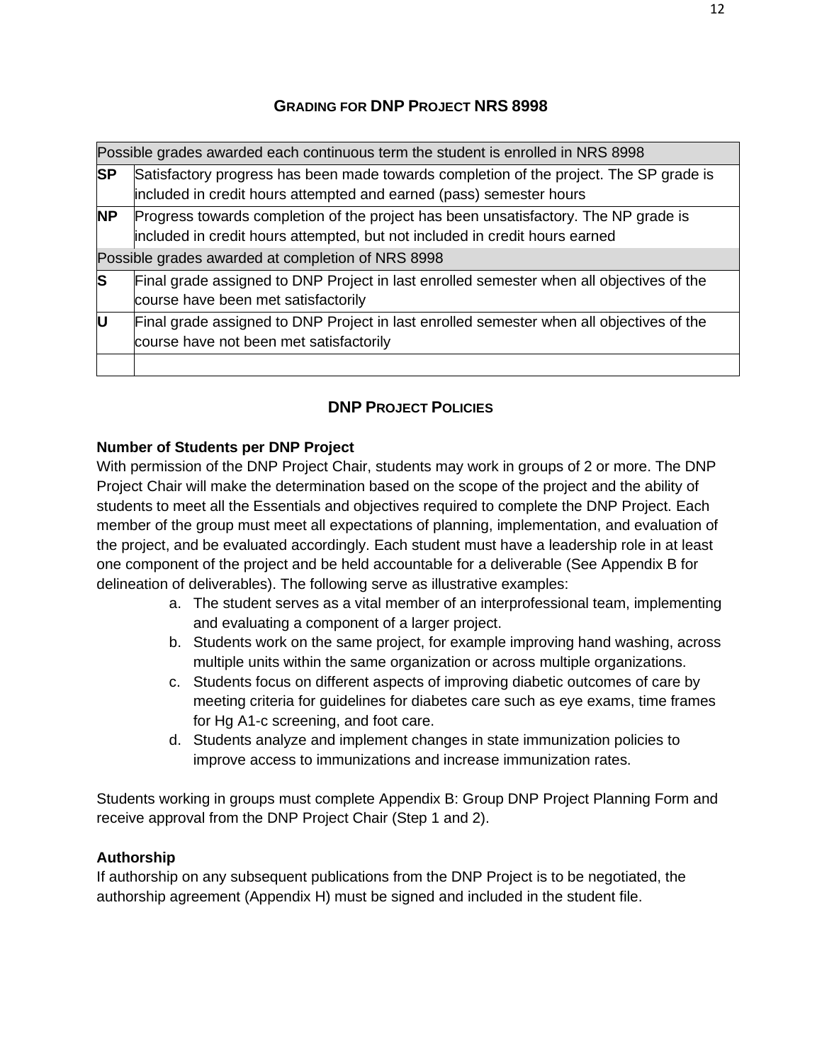## GRADING FOR DNP PROJECT NRS 8998

| Possible grades awarded each continuous term the student is enrolled in NRS 8998 | |
|---|---|
| **SP** | Satisfactory progress has been made towards completion of the project. The SP grade is included in credit hours attempted and earned (pass) semester hours |
| **NP** | Progress towards completion of the project has been unsatisfactory. The NP grade is included in credit hours attempted, but not included in credit hours earned |
| Possible grades awarded at completion of NRS 8998 | |
| **S** | Final grade assigned to DNP Project in last enrolled semester when all objectives of the course have been met satisfactorily |
| **U** | Final grade assigned to DNP Project in last enrolled semester when all objectives of the course have not been met satisfactorily |
| | |

## DNP PROJECT POLICIES

**Number of Students per DNP Project**

With permission of the DNP Project Chair, students may work in groups of 2 or more. The DNP Project Chair will make the determination based on the scope of the project and the ability of students to meet all the Essentials and objectives required to complete the DNP Project. Each member of the group must meet all expectations of planning, implementation, and evaluation of the project, and be evaluated accordingly. Each student must have a leadership role in at least one component of the project and be held accountable for a deliverable (See Appendix B for delineation of deliverables). The following serve as illustrative examples:

a. The student serves as a vital member of an interprofessional team, implementing and evaluating a component of a larger project.
b. Students work on the same project, for example improving hand washing, across multiple units within the same organization or across multiple organizations.
c. Students focus on different aspects of improving diabetic outcomes of care by meeting criteria for guidelines for diabetes care such as eye exams, time frames for Hg A1-c screening, and foot care.
d. Students analyze and implement changes in state immunization policies to improve access to immunizations and increase immunization rates.

Students working in groups must complete Appendix B: Group DNP Project Planning Form and receive approval from the DNP Project Chair (Step 1 and 2).

**Authorship**

If authorship on any subsequent publications from the DNP Project is to be negotiated, the authorship agreement (Appendix H) must be signed and included in the student file.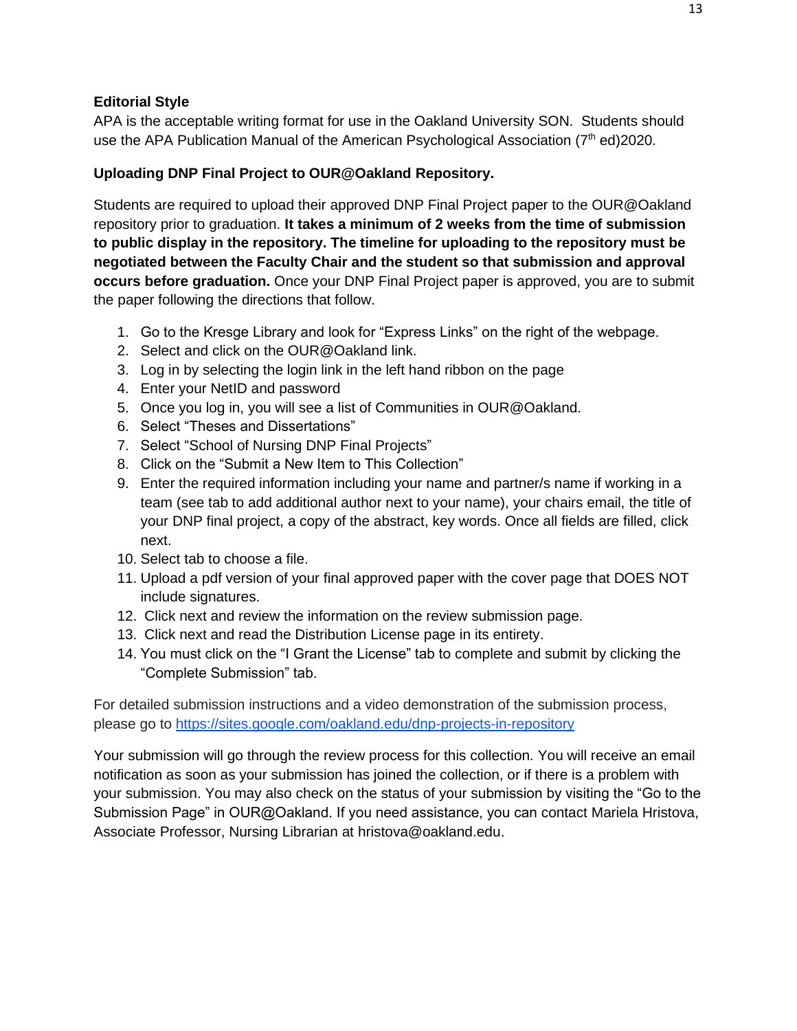### Editorial Style

APA is the acceptable writing format for use in the Oakland University SON. Students should use the APA Publication Manual of the American Psychological Association (7th ed)2020.

### Uploading DNP Final Project to OUR@Oakland Repository.

Students are required to upload their approved DNP Final Project paper to the OUR@Oakland repository prior to graduation. **It takes a minimum of 2 weeks from the time of submission to public display in the repository. The timeline for uploading to the repository must be negotiated between the Faculty Chair and the student so that submission and approval occurs before graduation.** Once your DNP Final Project paper is approved, you are to submit the paper following the directions that follow.

1. Go to the Kresge Library and look for "Express Links" on the right of the webpage.
2. Select and click on the OUR@Oakland link.
3. Log in by selecting the login link in the left hand ribbon on the page
4. Enter your NetID and password
5. Once you log in, you will see a list of Communities in OUR@Oakland.
6. Select "Theses and Dissertations"
7. Select "School of Nursing DNP Final Projects"
8. Click on the "Submit a New Item to This Collection"
9. Enter the required information including your name and partner/s name if working in a team (see tab to add additional author next to your name), your chairs email, the title of your DNP final project, a copy of the abstract, key words. Once all fields are filled, click next.
10. Select tab to choose a file.
11. Upload a pdf version of your final approved paper with the cover page that DOES NOT include signatures.
12. Click next and review the information on the review submission page.
13. Click next and read the Distribution License page in its entirety.
14. You must click on the "I Grant the License" tab to complete and submit by clicking the "Complete Submission" tab.

For detailed submission instructions and a video demonstration of the submission process, please go to https://sites.google.com/oakland.edu/dnp-projects-in-repository

Your submission will go through the review process for this collection. You will receive an email notification as soon as your submission has joined the collection, or if there is a problem with your submission. You may also check on the status of your submission by visiting the "Go to the Submission Page" in OUR@Oakland. If you need assistance, you can contact Mariela Hristova, Associate Professor, Nursing Librarian at hristova@oakland.edu.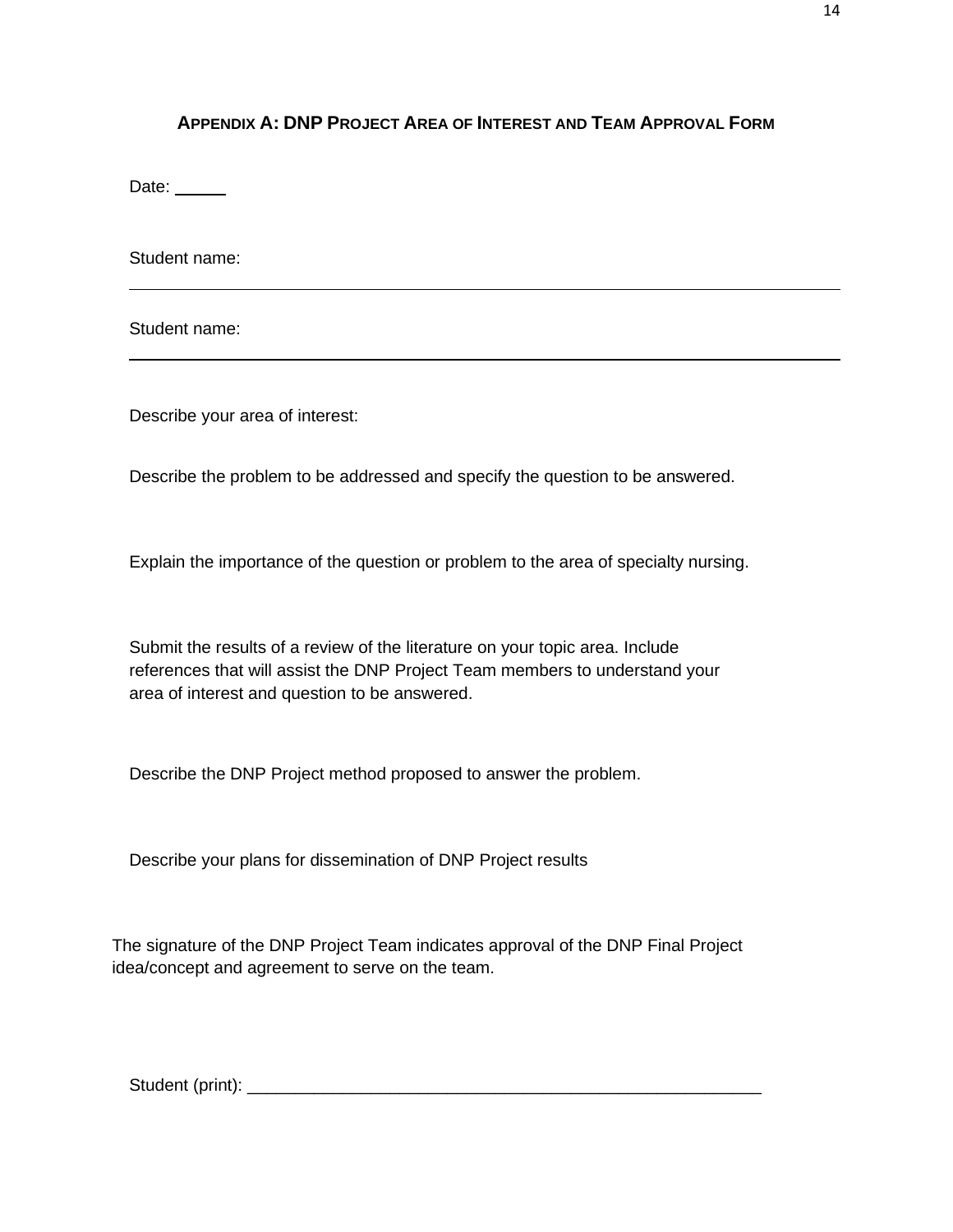## Appendix A: DNP Project Area of Interest and Team Approval Form

Date: ______

Student name: ______________________________________________

Student name: ______________________________________________

Describe your area of interest:

Describe the problem to be addressed and specify the question to be answered.

Explain the importance of the question or problem to the area of specialty nursing.

Submit the results of a review of the literature on your topic area. Include references that will assist the DNP Project Team members to understand your area of interest and question to be answered.

Describe the DNP Project method proposed to answer the problem.

Describe your plans for dissemination of DNP Project results

The signature of the DNP Project Team indicates approval of the DNP Final Project idea/concept and agreement to serve on the team.

Student (print): _______________________________________________________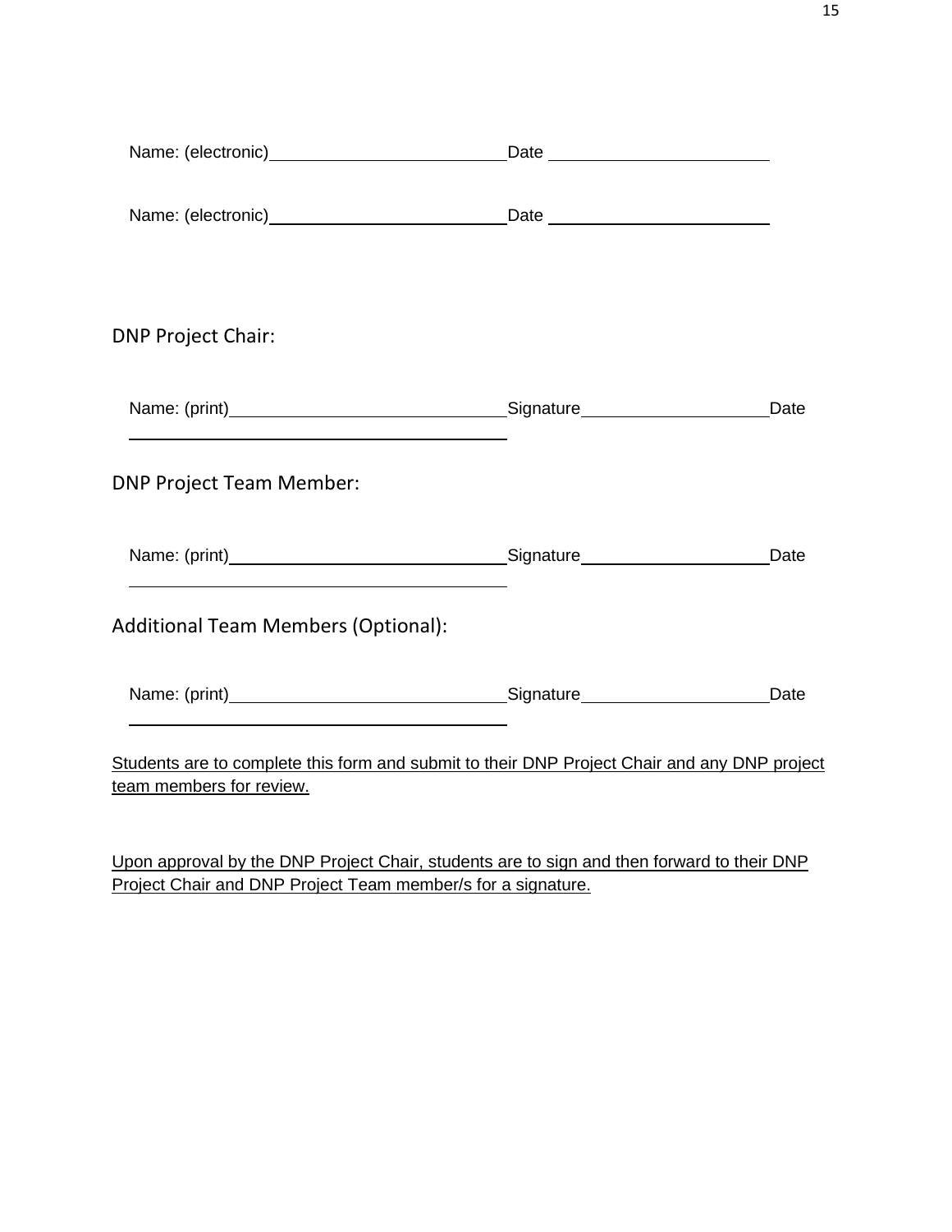Name: (electronic)\_\_\_\_\_\_\_\_\_\_\_\_\_\_\_\_\_\_\_\_\_\_\_\_Date \_\_\_\_\_\_\_\_\_\_\_\_\_\_\_\_\_\_\_\_\_\_\_\_

Name: (electronic)\_\_\_\_\_\_\_\_\_\_\_\_\_\_\_\_\_\_\_\_\_\_\_\_Date \_\_\_\_\_\_\_\_\_\_\_\_\_\_\_\_\_\_\_\_\_\_\_\_

DNP Project Chair:

Name: (print)\_\_\_\_\_\_\_\_\_\_\_\_\_\_\_\_\_\_\_\_\_\_\_\_\_\_\_\_Signature\_\_\_\_\_\_\_\_\_\_\_\_\_\_\_\_\_\_\_\_Date \_\_\_\_\_\_\_\_\_\_\_\_\_\_\_\_\_\_\_\_\_\_\_\_\_\_\_\_\_\_\_\_\_\_\_\_\_\_\_\_

DNP Project Team Member:

Name: (print)\_\_\_\_\_\_\_\_\_\_\_\_\_\_\_\_\_\_\_\_\_\_\_\_\_\_\_\_Signature\_\_\_\_\_\_\_\_\_\_\_\_\_\_\_\_\_\_\_\_Date \_\_\_\_\_\_\_\_\_\_\_\_\_\_\_\_\_\_\_\_\_\_\_\_\_\_\_\_\_\_\_\_\_\_\_\_\_\_\_\_

Additional Team Members (Optional):

Name: (print)\_\_\_\_\_\_\_\_\_\_\_\_\_\_\_\_\_\_\_\_\_\_\_\_\_\_\_\_Signature\_\_\_\_\_\_\_\_\_\_\_\_\_\_\_\_\_\_\_\_Date \_\_\_\_\_\_\_\_\_\_\_\_\_\_\_\_\_\_\_\_\_\_\_\_\_\_\_\_\_\_\_\_\_\_\_\_\_\_\_\_

<u>Students are to complete this form and submit to their DNP Project Chair and any DNP project team members for review.</u>

<u>Upon approval by the DNP Project Chair, students are to sign and then forward to their DNP Project Chair and DNP Project Team member/s for a signature.</u>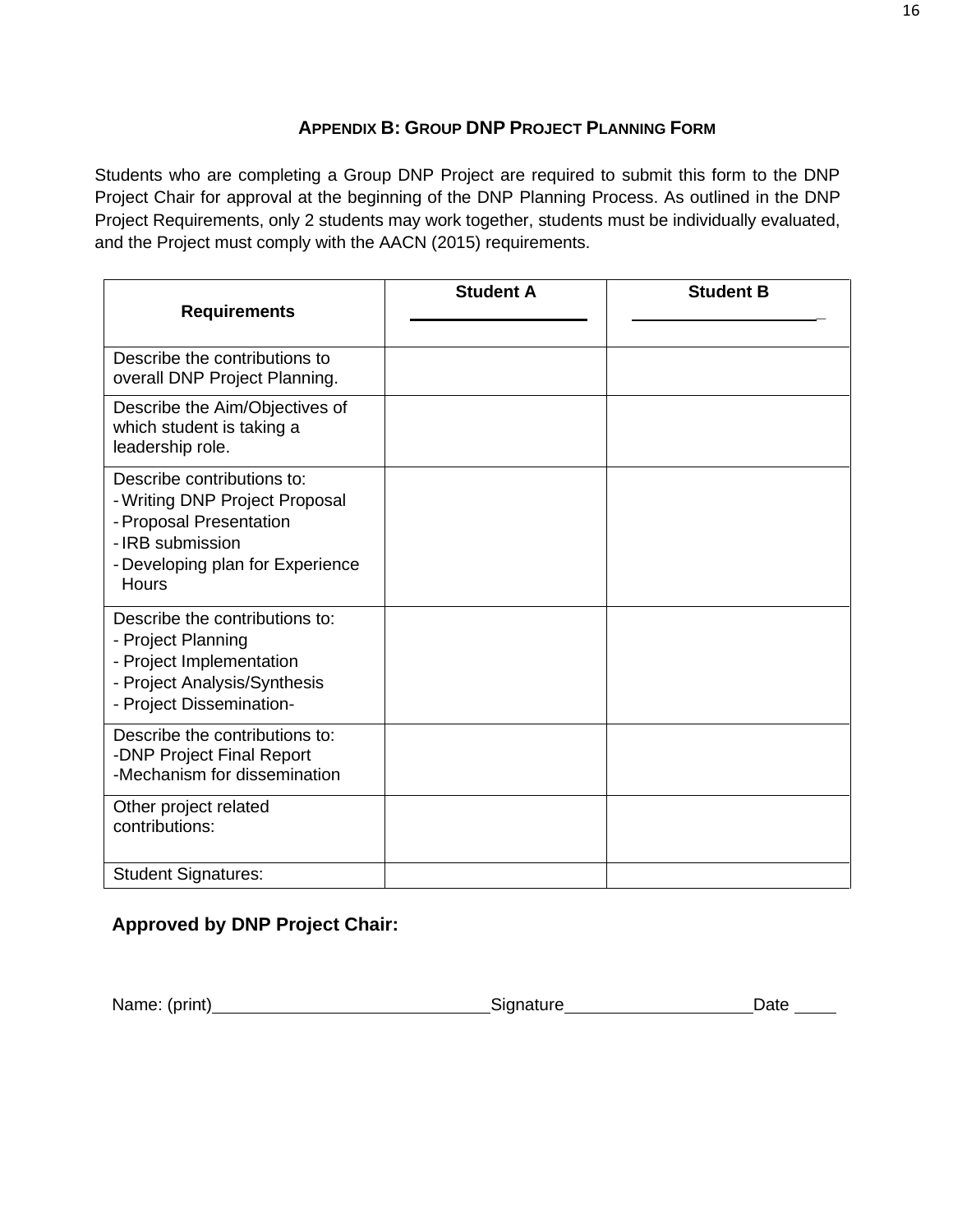## APPENDIX B: GROUP DNP PROJECT PLANNING FORM

Students who are completing a Group DNP Project are required to submit this form to the DNP Project Chair for approval at the beginning of the DNP Planning Process. As outlined in the DNP Project Requirements, only 2 students may work together, students must be individually evaluated, and the Project must comply with the AACN (2015) requirements.

| Requirements | Student A<br>__________________ | Student B<br>__________________ |
|---|---|---|
| Describe the contributions to overall DNP Project Planning. | | |
| Describe the Aim/Objectives of which student is taking a leadership role. | | |
| Describe contributions to:<br>- Writing DNP Project Proposal<br>- Proposal Presentation<br>- IRB submission<br>- Developing plan for Experience Hours | | |
| Describe the contributions to:<br>- Project Planning<br>- Project Implementation<br>- Project Analysis/Synthesis<br>- Project Dissemination- | | |
| Describe the contributions to:<br>-DNP Project Final Report<br>-Mechanism for dissemination | | |
| Other project related contributions: | | |
| Student Signatures: | | |

**Approved by DNP Project Chair:**

Name: (print)______________________________ Signature____________________ Date ____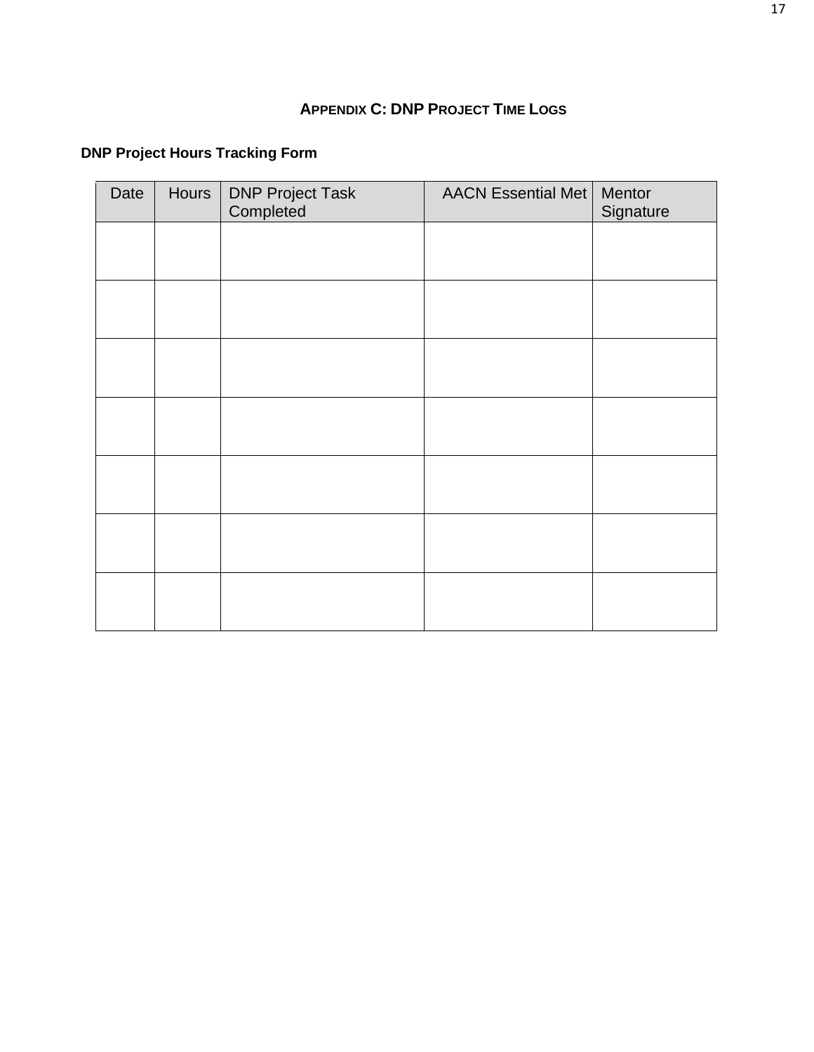## APPENDIX C: DNP PROJECT TIME LOGS

**DNP Project Hours Tracking Form**

| Date | Hours | DNP Project Task Completed | AACN Essential Met | Mentor Signature |
|---|---|---|---|---|
| | | | | |
| | | | | |
| | | | | |
| | | | | |
| | | | | |
| | | | | |
| | | | | |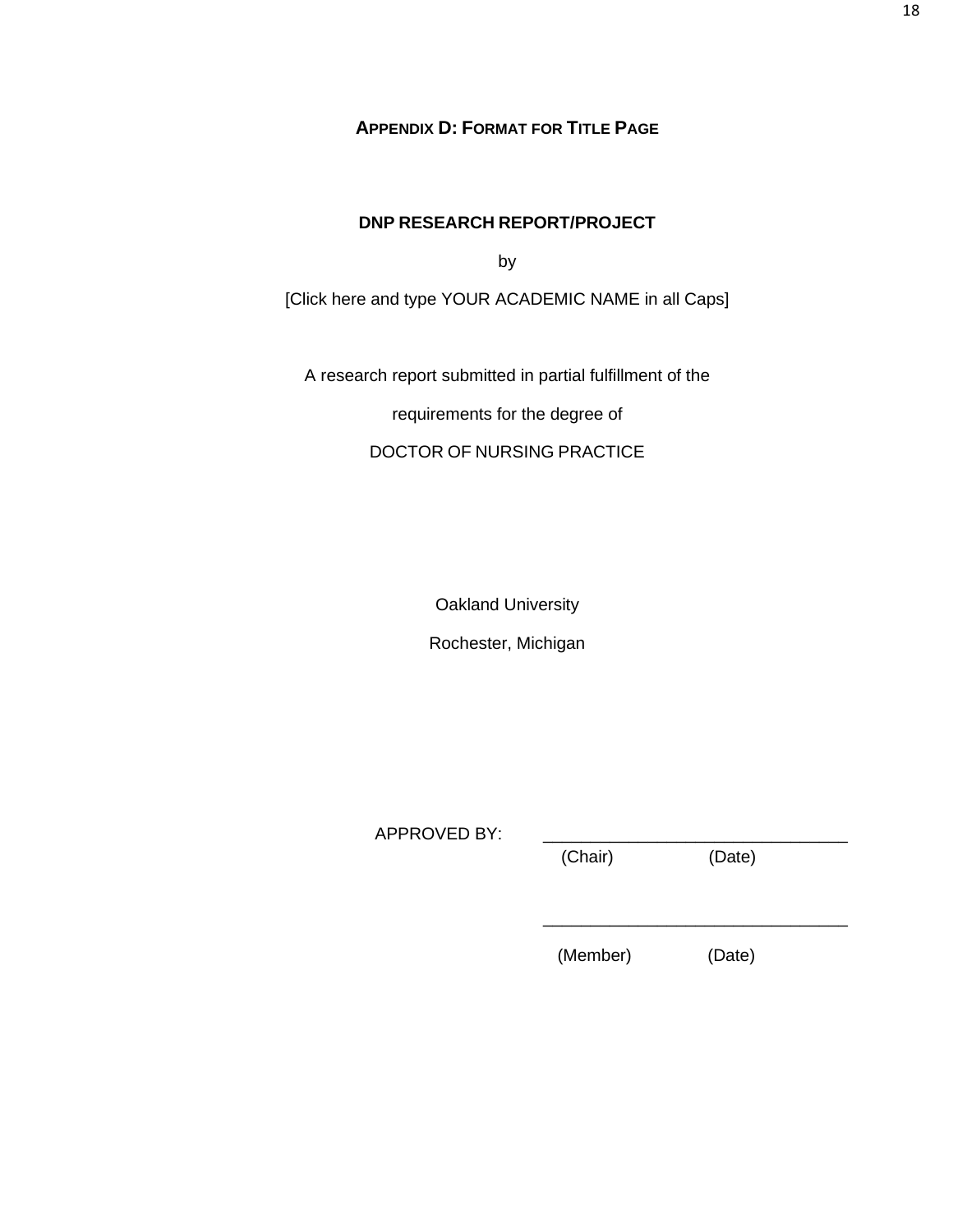## APPENDIX D: FORMAT FOR TITLE PAGE

**DNP RESEARCH REPORT/PROJECT**

by

[Click here and type YOUR ACADEMIC NAME in all Caps]

A research report submitted in partial fulfillment of the

requirements for the degree of

DOCTOR OF NURSING PRACTICE

Oakland University

Rochester, Michigan

APPROVED BY: ________________________________

(Chair) (Date)

________________________________

(Member) (Date)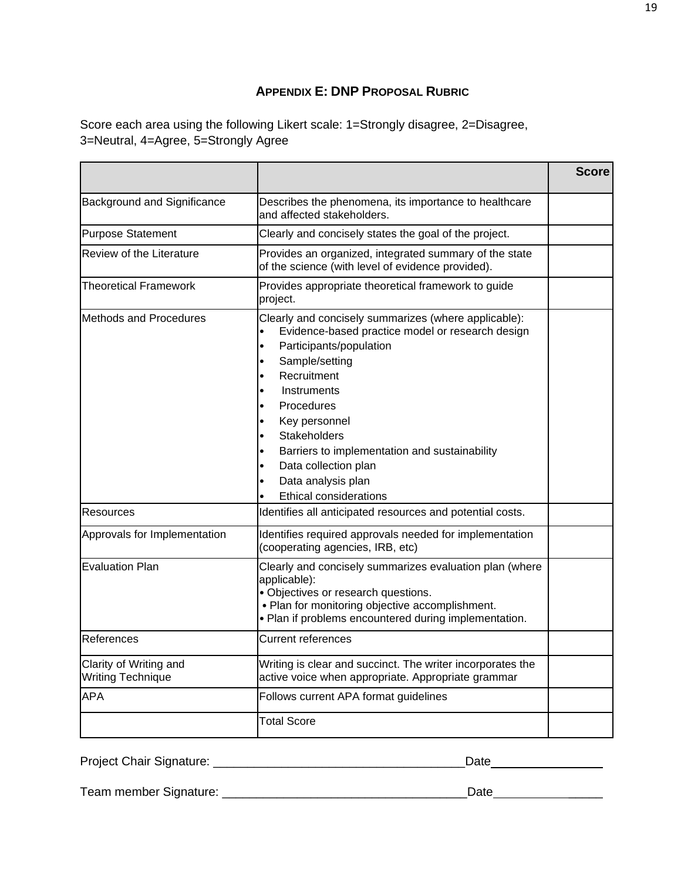## APPENDIX E: DNP PROPOSAL RUBRIC

Score each area using the following Likert scale: 1=Strongly disagree, 2=Disagree, 3=Neutral, 4=Agree, 5=Strongly Agree

| | | Score |
|---|---|---|
| Background and Significance | Describes the phenomena, its importance to healthcare and affected stakeholders. | |
| Purpose Statement | Clearly and concisely states the goal of the project. | |
| Review of the Literature | Provides an organized, integrated summary of the state of the science (with level of evidence provided). | |
| Theoretical Framework | Provides appropriate theoretical framework to guide project. | |
| Methods and Procedures | Clearly and concisely summarizes (where applicable): <br>• Evidence-based practice model or research design <br>• Participants/population <br>• Sample/setting <br>• Recruitment <br>• Instruments <br>• Procedures <br>• Key personnel <br>• Stakeholders <br>• Barriers to implementation and sustainability <br>• Data collection plan <br>• Data analysis plan <br>• Ethical considerations | |
| Resources | Identifies all anticipated resources and potential costs. | |
| Approvals for Implementation | Identifies required approvals needed for implementation (cooperating agencies, IRB, etc) | |
| Evaluation Plan | Clearly and concisely summarizes evaluation plan (where applicable): <br>• Objectives or research questions. <br>• Plan for monitoring objective accomplishment. <br>• Plan if problems encountered during implementation. | |
| References | Current references | |
| Clarity of Writing and Writing Technique | Writing is clear and succinct. The writer incorporates the active voice when appropriate. Appropriate grammar | |
| APA | Follows current APA format guidelines | |
| | Total Score | |

Project Chair Signature: ____________________________________Date________________

Team member Signature: ___________________________________Date________________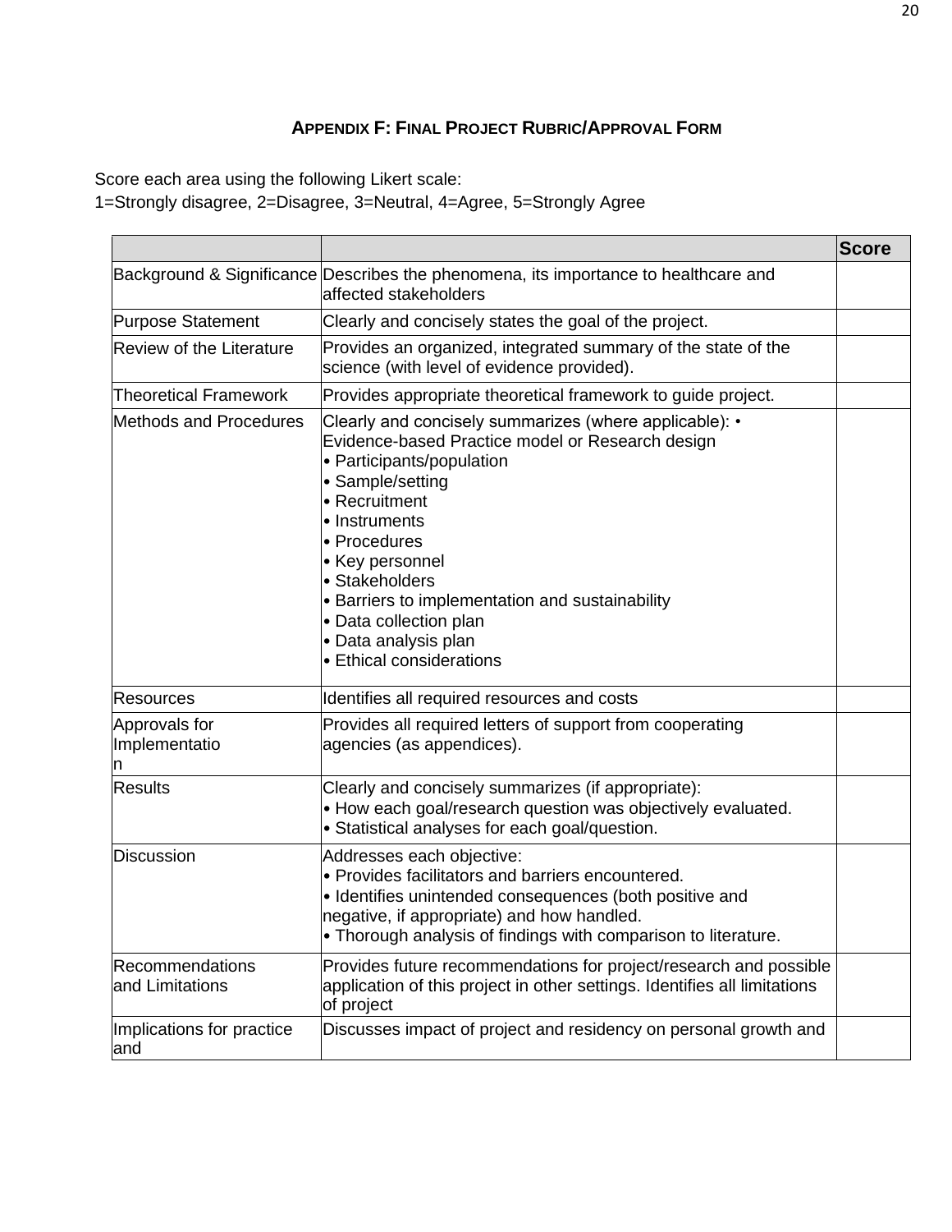## APPENDIX F: FINAL PROJECT RUBRIC/APPROVAL FORM

Score each area using the following Likert scale:
1=Strongly disagree, 2=Disagree, 3=Neutral, 4=Agree, 5=Strongly Agree

| | | Score |
|---|---|---|
| Background & Significance | Describes the phenomena, its importance to healthcare and affected stakeholders | |
| Purpose Statement | Clearly and concisely states the goal of the project. | |
| Review of the Literature | Provides an organized, integrated summary of the state of the science (with level of evidence provided). | |
| Theoretical Framework | Provides appropriate theoretical framework to guide project. | |
| Methods and Procedures | Clearly and concisely summarizes (where applicable): • Evidence-based Practice model or Research design<br>• Participants/population<br>• Sample/setting<br>• Recruitment<br>• Instruments<br>• Procedures<br>• Key personnel<br>• Stakeholders<br>• Barriers to implementation and sustainability<br>• Data collection plan<br>• Data analysis plan<br>• Ethical considerations | |
| Resources | Identifies all required resources and costs | |
| Approvals for Implementation | Provides all required letters of support from cooperating agencies (as appendices). | |
| Results | Clearly and concisely summarizes (if appropriate):<br>• How each goal/research question was objectively evaluated.<br>• Statistical analyses for each goal/question. | |
| Discussion | Addresses each objective:<br>• Provides facilitators and barriers encountered.<br>• Identifies unintended consequences (both positive and negative, if appropriate) and how handled.<br>• Thorough analysis of findings with comparison to literature. | |
| Recommendations and Limitations | Provides future recommendations for project/research and possible application of this project in other settings. Identifies all limitations of project | |
| Implications for practice and | Discusses impact of project and residency on personal growth and | |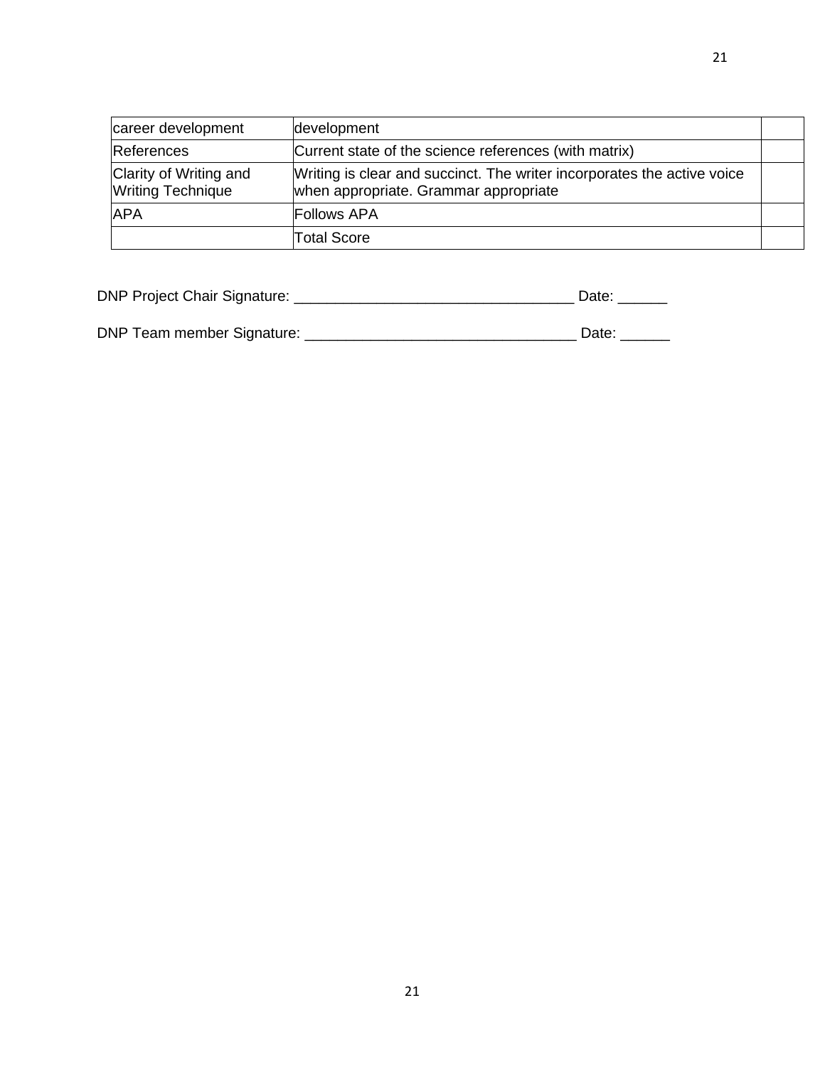| | | |
|---|---|---|
| career development | development | |
| References | Current state of the science references (with matrix) | |
| Clarity of Writing and Writing Technique | Writing is clear and succinct. The writer incorporates the active voice when appropriate. Grammar appropriate | |
| APA | Follows APA | |
| | Total Score | |

DNP Project Chair Signature: __________________________________ Date: ______

DNP Team member Signature: _________________________________ Date: ______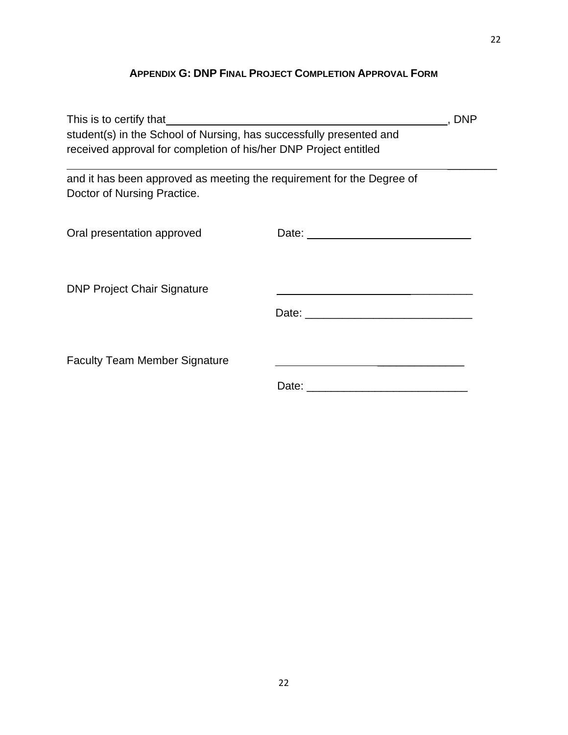## APPENDIX G: DNP FINAL PROJECT COMPLETION APPROVAL FORM

This is to certify that ______________________________________________, DNP student(s) in the School of Nursing, has successfully presented and received approval for completion of his/her DNP Project entitled

_____________________________________________________________________

and it has been approved as meeting the requirement for the Degree of Doctor of Nursing Practice.

Oral presentation approved Date: ___________________________

DNP Project Chair Signature ___________________________

Date: ___________________________

Faculty Team Member Signature ___________________________

Date: ___________________________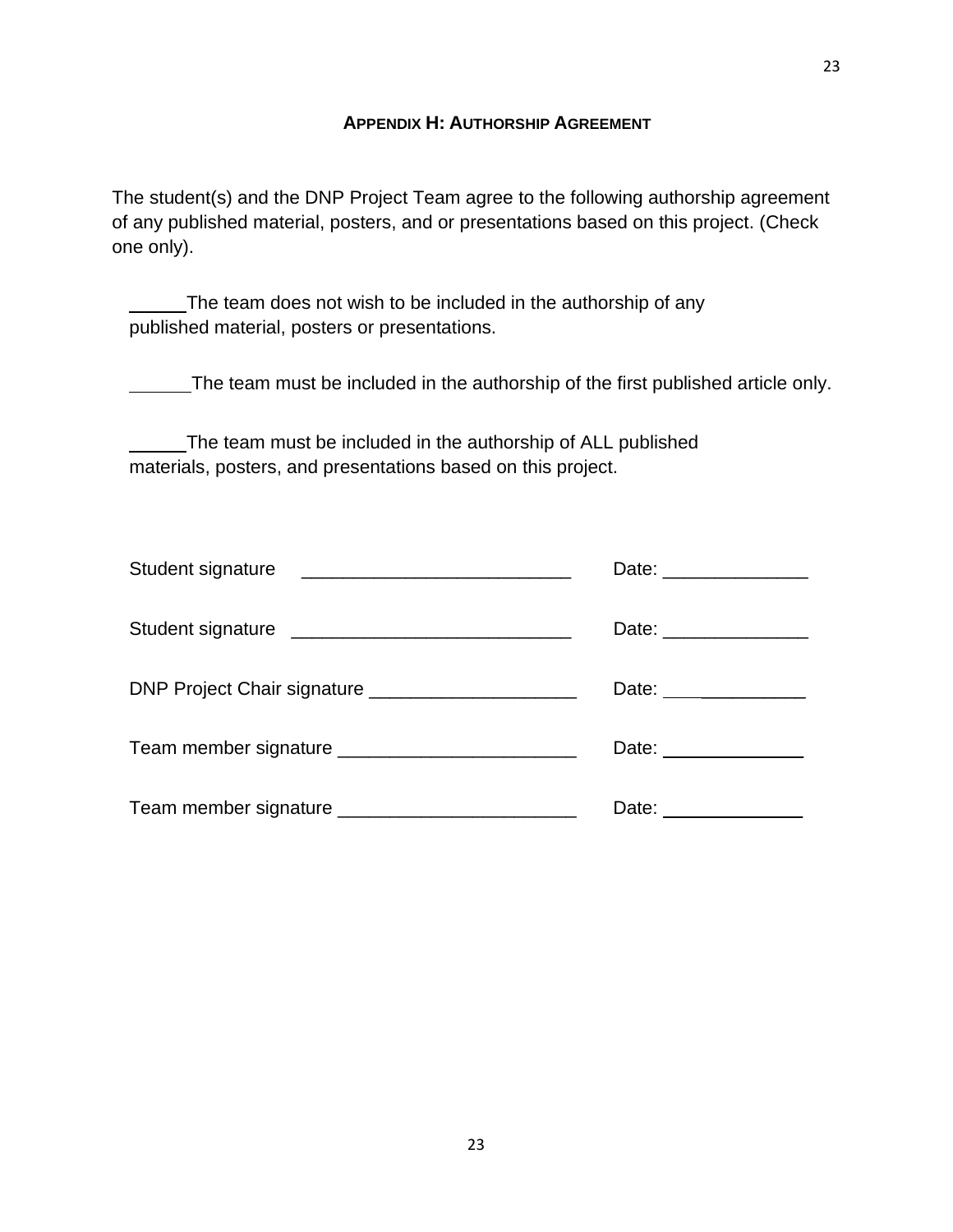## APPENDIX H: AUTHORSHIP AGREEMENT

The student(s) and the DNP Project Team agree to the following authorship agreement of any published material, posters, and or presentations based on this project. (Check one only).

______The team does not wish to be included in the authorship of any published material, posters or presentations.

______The team must be included in the authorship of the first published article only.

______The team must be included in the authorship of ALL published materials, posters, and presentations based on this project.

Student signature __________________________ Date: ______________

Student signature ___________________________ Date: ______________

DNP Project Chair signature ____________________ Date: ______________

Team member signature _______________________ Date: ______________

Team member signature _______________________ Date: ______________